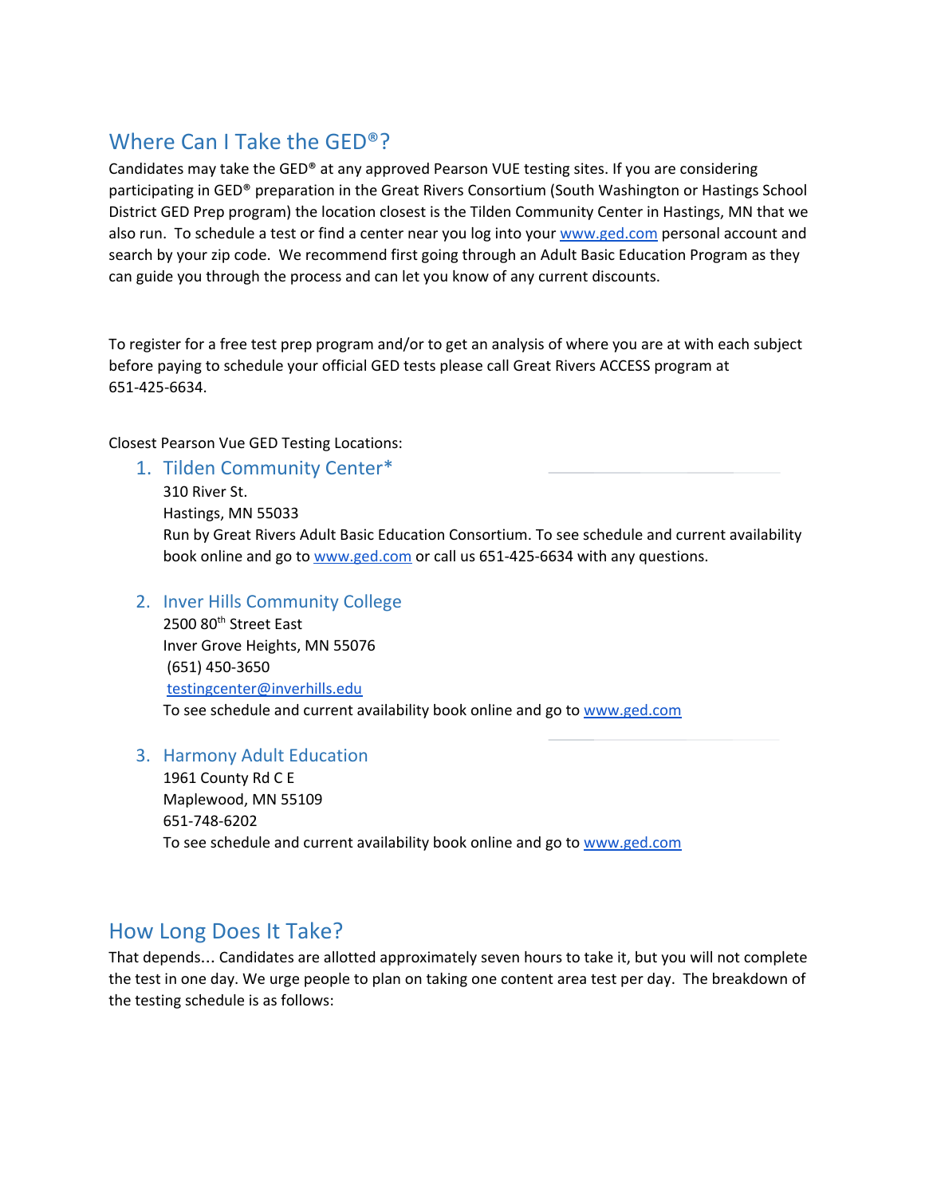## Where Can I Take the GED®?

Candidates may take the GED® at any approved Pearson VUE testing sites. If you are considering participating in GED® preparation in the Great Rivers Consortium (South Washington or Hastings School District GED Prep program) the location closest is the Tilden Community Center in Hastings, MN that we also run. To schedule a test or find a center near you log into your www.ged.com personal account and search by your zip code. We recommend first going through an Adult Basic Education Program as they can guide you through the process and can let you know of any current discounts.

To register for a free test prep program and/or to get an analysis of where you are at with each subject before paying to schedule your official GED tests please call Great Rivers ACCESS program at 651-425-6634.

Closest Pearson Vue GED Testing Locations:

1. ### Tilden Community Center*

   310 River St.
   Hastings, MN 55033
   Run by Great Rivers Adult Basic Education Consortium. To see schedule and current availability book online and go to www.ged.com or call us 651-425-6634 with any questions.

2. ### Inver Hills Community College

   2500 80th Street East
   Inver Grove Heights, MN 55076
   (651) 450-3650
   testingcenter@inverhills.edu
   To see schedule and current availability book online and go to www.ged.com

3. ### Harmony Adult Education

   1961 County Rd C E
   Maplewood, MN 55109
   651-748-6202
   To see schedule and current availability book online and go to www.ged.com

## How Long Does It Take?

That depends… Candidates are allotted approximately seven hours to take it, but you will not complete the test in one day. We urge people to plan on taking one content area test per day. The breakdown of the testing schedule is as follows: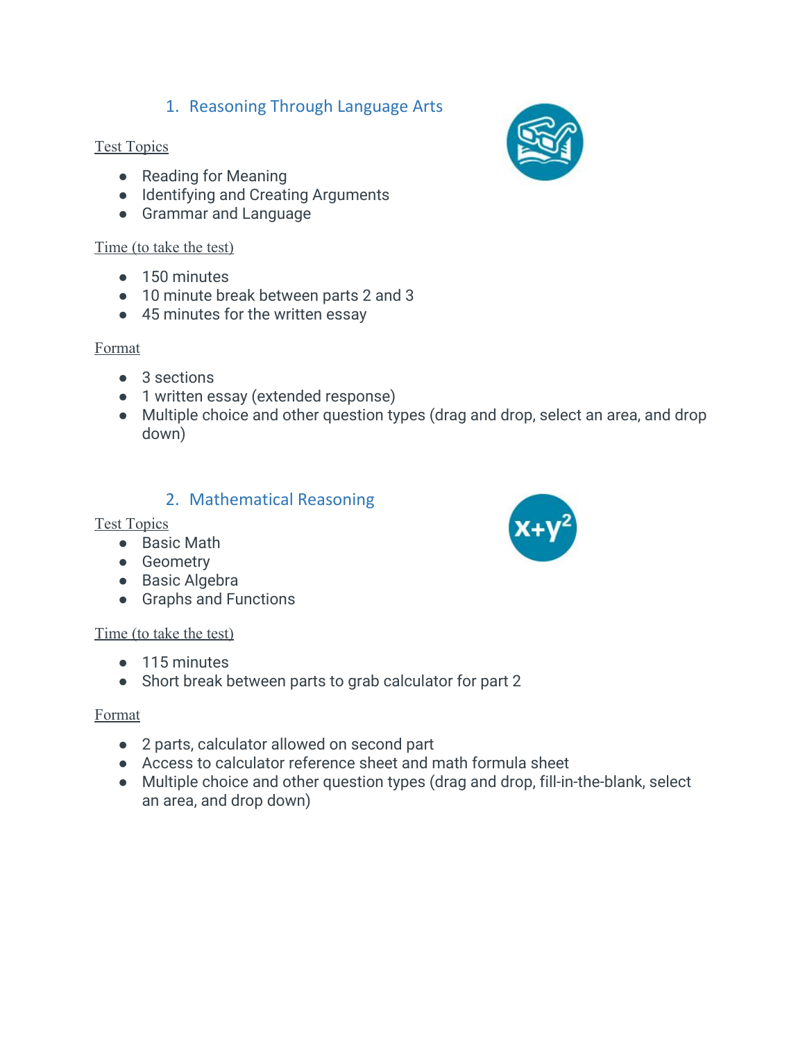## 1. Reasoning Through Language Arts

Test Topics

- Reading for Meaning
- Identifying and Creating Arguments
- Grammar and Language

Time (to take the test)

- 150 minutes
- 10 minute break between parts 2 and 3
- 45 minutes for the written essay

Format

- 3 sections
- 1 written essay (extended response)
- Multiple choice and other question types (drag and drop, select an area, and drop down)

## 2. Mathematical Reasoning

Test Topics

- Basic Math
- Geometry
- Basic Algebra
- Graphs and Functions

Time (to take the test)

- 115 minutes
- Short break between parts to grab calculator for part 2

Format

- 2 parts, calculator allowed on second part
- Access to calculator reference sheet and math formula sheet
- Multiple choice and other question types (drag and drop, fill-in-the-blank, select an area, and drop down)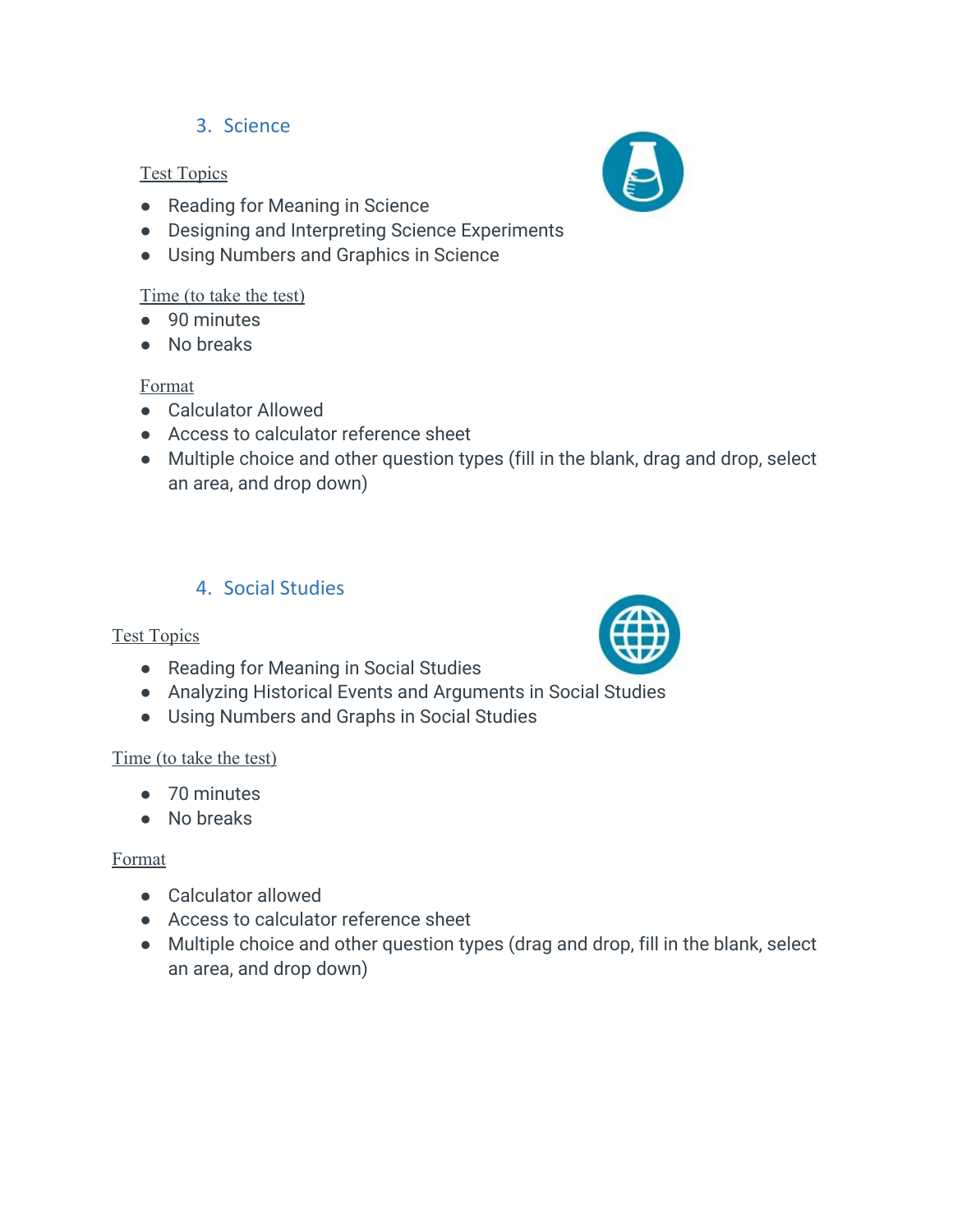## 3. Science

Test Topics

- Reading for Meaning in Science
- Designing and Interpreting Science Experiments
- Using Numbers and Graphics in Science

Time (to take the test)

- 90 minutes
- No breaks

Format

- Calculator Allowed
- Access to calculator reference sheet
- Multiple choice and other question types (fill in the blank, drag and drop, select an area, and drop down)

## 4. Social Studies

Test Topics

- Reading for Meaning in Social Studies
- Analyzing Historical Events and Arguments in Social Studies
- Using Numbers and Graphs in Social Studies

Time (to take the test)

- 70 minutes
- No breaks

Format

- Calculator allowed
- Access to calculator reference sheet
- Multiple choice and other question types (drag and drop, fill in the blank, select an area, and drop down)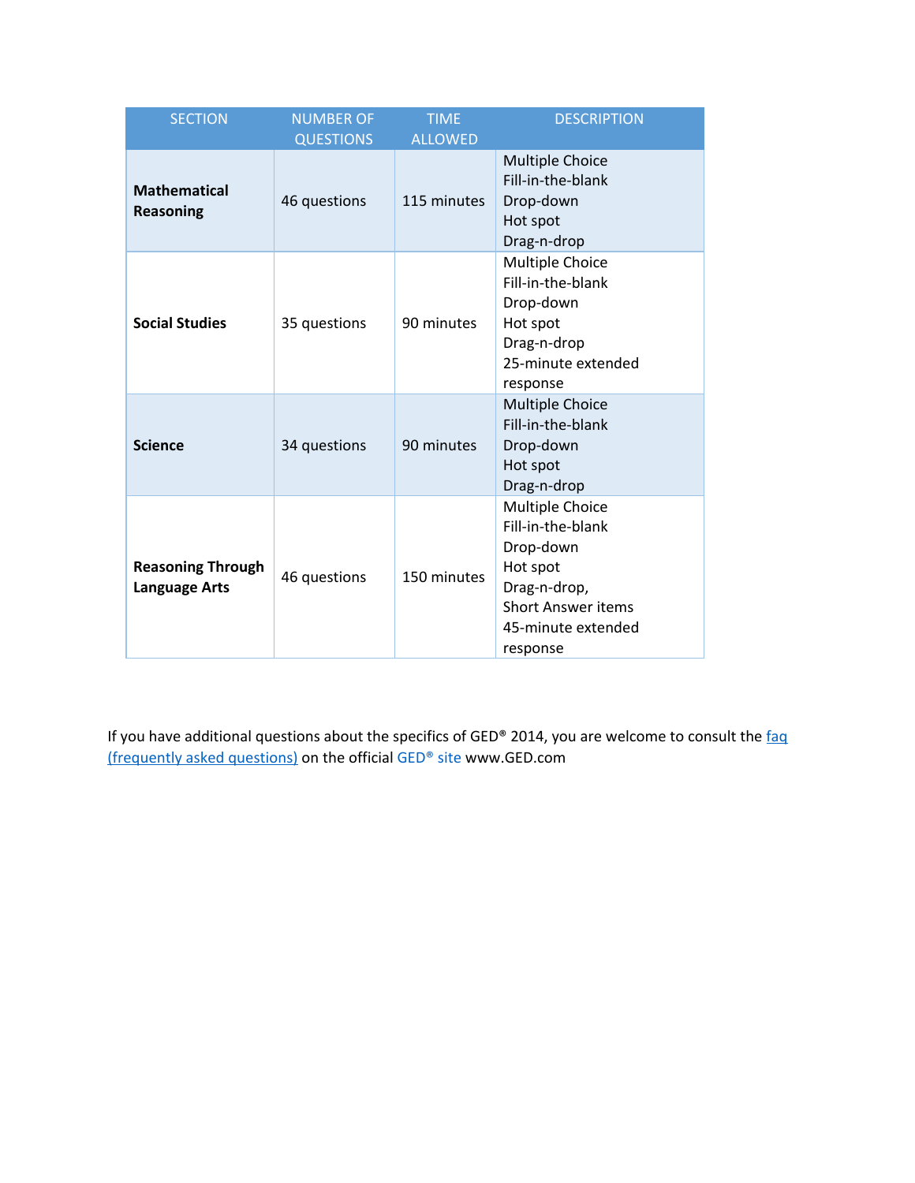| SECTION | NUMBER OF QUESTIONS | TIME ALLOWED | DESCRIPTION |
|---|---|---|---|
| **Mathematical Reasoning** | 46 questions | 115 minutes | Multiple Choice<br>Fill-in-the-blank<br>Drop-down<br>Hot spot<br>Drag-n-drop |
| **Social Studies** | 35 questions | 90 minutes | Multiple Choice<br>Fill-in-the-blank<br>Drop-down<br>Hot spot<br>Drag-n-drop<br>25-minute extended response |
| **Science** | 34 questions | 90 minutes | Multiple Choice<br>Fill-in-the-blank<br>Drop-down<br>Hot spot<br>Drag-n-drop |
| **Reasoning Through Language Arts** | 46 questions | 150 minutes | Multiple Choice<br>Fill-in-the-blank<br>Drop-down<br>Hot spot<br>Drag-n-drop,<br>Short Answer items<br>45-minute extended response |

If you have additional questions about the specifics of GED® 2014, you are welcome to consult the faq (frequently asked questions) on the official GED® site www.GED.com